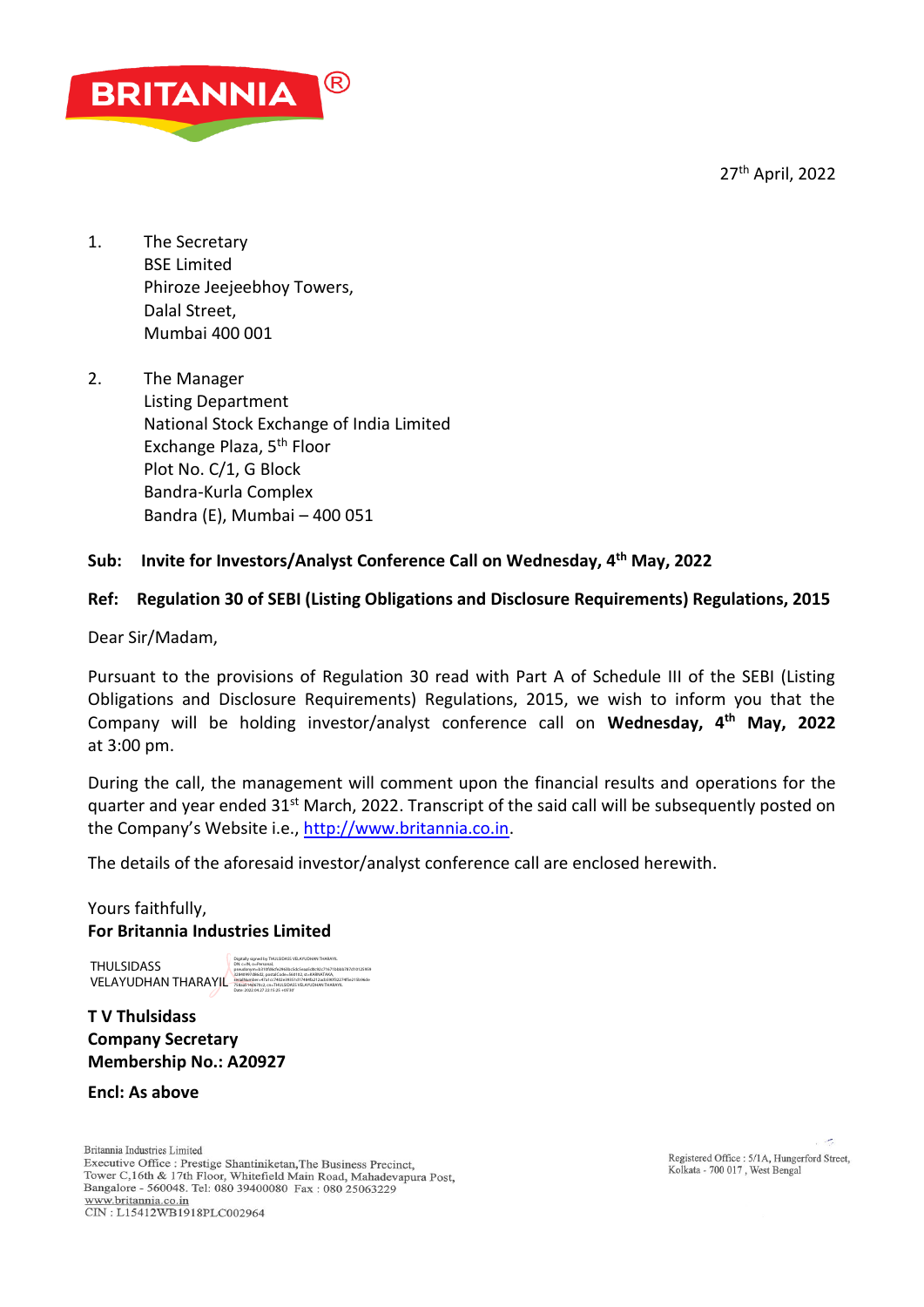27th April, 2022

1. The Secretary
   BSE Limited
   Phiroze Jeejeebhoy Towers,
   Dalal Street,
   Mumbai 400 001

2. The Manager
   Listing Department
   National Stock Exchange of India Limited
   Exchange Plaza, 5th Floor
   Plot No. C/1, G Block
   Bandra-Kurla Complex
   Bandra (E), Mumbai – 400 051

**Sub: Invite for Investors/Analyst Conference Call on Wednesday, 4th May, 2022**

**Ref: Regulation 30 of SEBI (Listing Obligations and Disclosure Requirements) Regulations, 2015**

Dear Sir/Madam,

Pursuant to the provisions of Regulation 30 read with Part A of Schedule III of the SEBI (Listing Obligations and Disclosure Requirements) Regulations, 2015, we wish to inform you that the Company will be holding investor/analyst conference call on **Wednesday, 4th May, 2022** at 3:00 pm.

During the call, the management will comment upon the financial results and operations for the quarter and year ended 31st March, 2022. Transcript of the said call will be subsequently posted on the Company's Website i.e., http://www.britannia.co.in.

The details of the aforesaid investor/analyst conference call are enclosed herewith.

Yours faithfully,
**For Britannia Industries Limited**

THULSIDASS VELAYUDHAN THARAYIL

**T V Thulsidass**
**Company Secretary**
**Membership No.: A20927**

**Encl: As above**

Britannia Industries Limited
Executive Office : Prestige Shantiniketan,The Business Precinct, Tower C,16th & 17th Floor, Whitefield Main Road, Mahadevapura Post, Bangalore - 560048. Tel: 080 39400080 Fax : 080 25063229
www.britannia.co.in
CIN : L15412WB1918PLC002964

Registered Office : 5/1A, Hungerford Street, Kolkata - 700 017 , West Bengal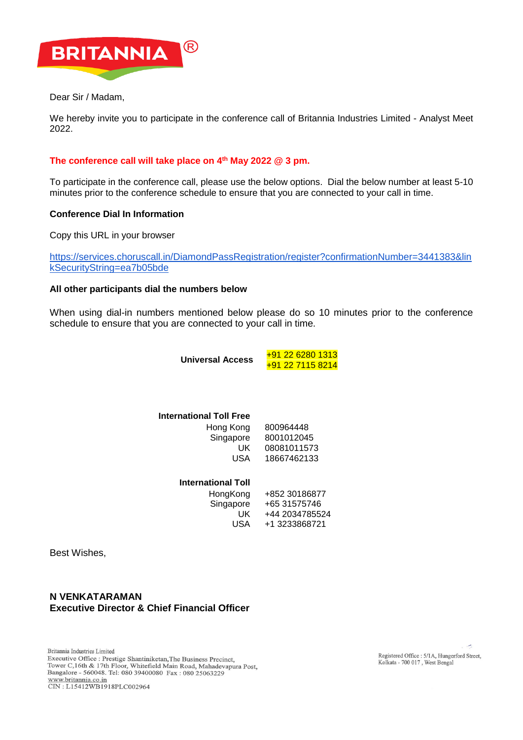Dear Sir / Madam,

We hereby invite you to participate in the conference call of Britannia Industries Limited - Analyst Meet 2022.

**The conference call will take place on 4th May 2022 @ 3 pm.**

To participate in the conference call, please use the below options. Dial the below number at least 5-10 minutes prior to the conference schedule to ensure that you are connected to your call in time.

**Conference Dial In Information**

Copy this URL in your browser

https://services.choruscall.in/DiamondPassRegistration/register?confirmationNumber=3441383&linkSecurityString=ea7b05bde

**All other participants dial the numbers below**

When using dial-in numbers mentioned below please do so 10 minutes prior to the conference schedule to ensure that you are connected to your call in time.

| | |
|---|---|
| **Universal Access** | +91 22 6280 1313<br>+91 22 7115 8214 |
| **International Toll Free** | |
| Hong Kong | 800964448 |
| Singapore | 8001012045 |
| UK | 08081011573 |
| USA | 18667462133 |
| **International Toll** | |
| HongKong | +852 30186877 |
| Singapore | +65 31575746 |
| UK | +44 2034785524 |
| USA | +1 3233868721 |

Best Wishes,

**N VENKATARAMAN**
**Executive Director & Chief Financial Officer**

Britannia Industries Limited
Executive Office : Prestige Shantiniketan,The Business Precinct, Tower C,16th & 17th Floor, Whitefield Main Road, Mahadevapura Post, Bangalore - 560048. Tel: 080 39400080 Fax : 080 25063229
www.britannia.co.in
CIN : L15412WB1918PLC002964

Registered Office : 5/1A, Hungerford Street, Kolkata - 700 017 , West Bengal